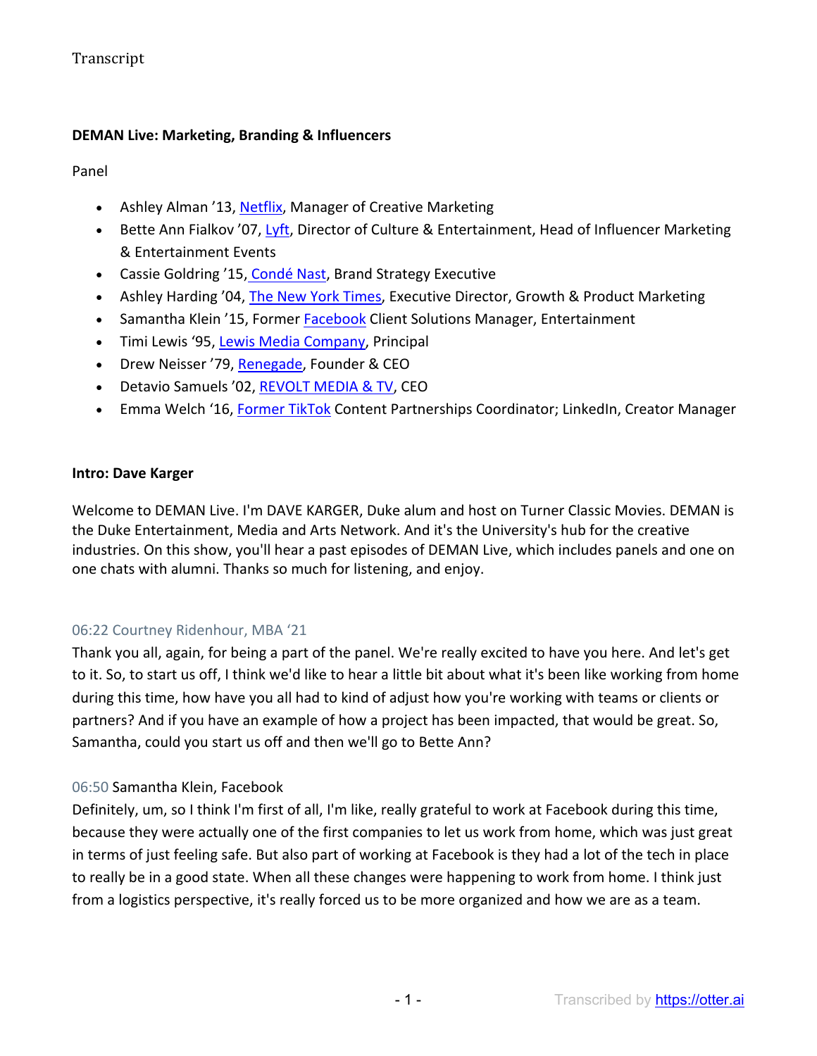Transcript

**DEMAN Live: Marketing, Branding & Influencers**

Panel

- Ashley Alman '13, Netflix, Manager of Creative Marketing
- Bette Ann Fialkov '07, Lyft, Director of Culture & Entertainment, Head of Influencer Marketing & Entertainment Events
- Cassie Goldring '15, Condé Nast, Brand Strategy Executive
- Ashley Harding '04, The New York Times, Executive Director, Growth & Product Marketing
- Samantha Klein '15, Former Facebook Client Solutions Manager, Entertainment
- Timi Lewis '95, Lewis Media Company, Principal
- Drew Neisser '79, Renegade, Founder & CEO
- Detavio Samuels '02, REVOLT MEDIA & TV, CEO
- Emma Welch '16, Former TikTok Content Partnerships Coordinator; LinkedIn, Creator Manager

**Intro: Dave Karger**

Welcome to DEMAN Live. I'm DAVE KARGER, Duke alum and host on Turner Classic Movies. DEMAN is the Duke Entertainment, Media and Arts Network. And it's the University's hub for the creative industries. On this show, you'll hear a past episodes of DEMAN Live, which includes panels and one on one chats with alumni. Thanks so much for listening, and enjoy.

06:22 Courtney Ridenhour, MBA '21

Thank you all, again, for being a part of the panel. We're really excited to have you here. And let's get to it. So, to start us off, I think we'd like to hear a little bit about what it's been like working from home during this time, how have you all had to kind of adjust how you're working with teams or clients or partners? And if you have an example of how a project has been impacted, that would be great. So, Samantha, could you start us off and then we'll go to Bette Ann?

06:50 Samantha Klein, Facebook

Definitely, um, so I think I'm first of all, I'm like, really grateful to work at Facebook during this time, because they were actually one of the first companies to let us work from home, which was just great in terms of just feeling safe. But also part of working at Facebook is they had a lot of the tech in place to really be in a good state. When all these changes were happening to work from home. I think just from a logistics perspective, it's really forced us to be more organized and how we are as a team.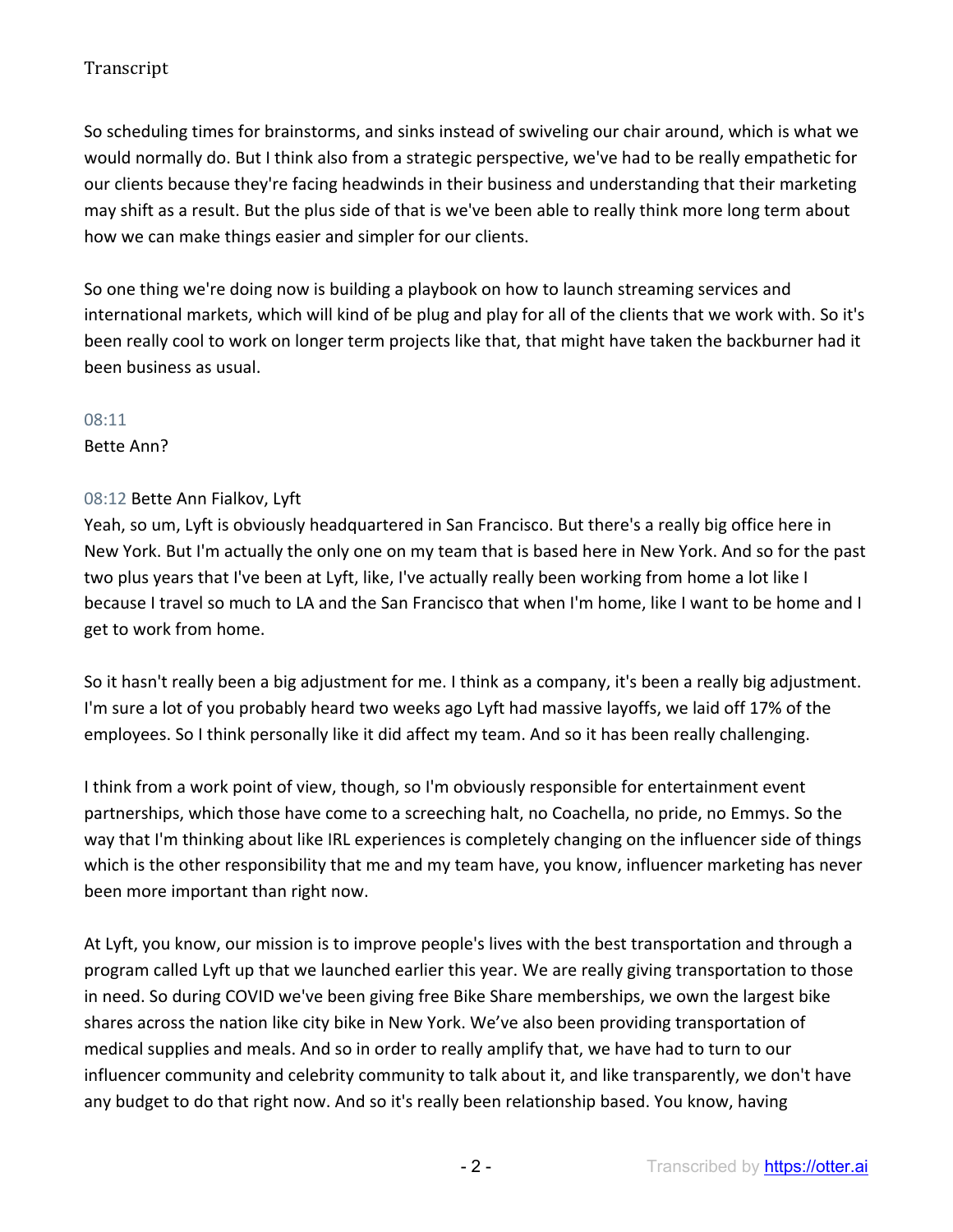So scheduling times for brainstorms, and sinks instead of swiveling our chair around, which is what we would normally do. But I think also from a strategic perspective, we've had to be really empathetic for our clients because they're facing headwinds in their business and understanding that their marketing may shift as a result. But the plus side of that is we've been able to really think more long term about how we can make things easier and simpler for our clients.

So one thing we're doing now is building a playbook on how to launch streaming services and international markets, which will kind of be plug and play for all of the clients that we work with. So it's been really cool to work on longer term projects like that, that might have taken the backburner had it been business as usual.

08:11
Bette Ann?

08:12 Bette Ann Fialkov, Lyft
Yeah, so um, Lyft is obviously headquartered in San Francisco. But there's a really big office here in New York. But I'm actually the only one on my team that is based here in New York. And so for the past two plus years that I've been at Lyft, like, I've actually really been working from home a lot like I because I travel so much to LA and the San Francisco that when I'm home, like I want to be home and I get to work from home.

So it hasn't really been a big adjustment for me. I think as a company, it's been a really big adjustment. I'm sure a lot of you probably heard two weeks ago Lyft had massive layoffs, we laid off 17% of the employees. So I think personally like it did affect my team. And so it has been really challenging.

I think from a work point of view, though, so I'm obviously responsible for entertainment event partnerships, which those have come to a screeching halt, no Coachella, no pride, no Emmys. So the way that I'm thinking about like IRL experiences is completely changing on the influencer side of things which is the other responsibility that me and my team have, you know, influencer marketing has never been more important than right now.

At Lyft, you know, our mission is to improve people's lives with the best transportation and through a program called Lyft up that we launched earlier this year. We are really giving transportation to those in need. So during COVID we've been giving free Bike Share memberships, we own the largest bike shares across the nation like city bike in New York. We've also been providing transportation of medical supplies and meals. And so in order to really amplify that, we have had to turn to our influencer community and celebrity community to talk about it, and like transparently, we don't have any budget to do that right now. And so it's really been relationship based. You know, having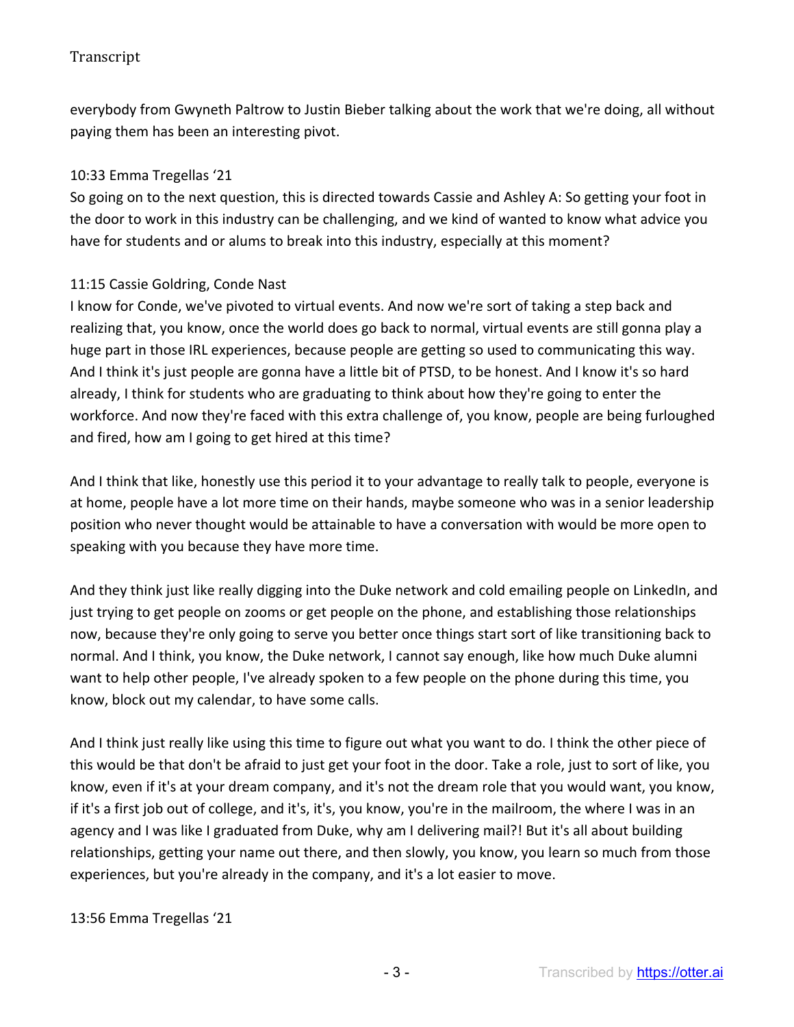everybody from Gwyneth Paltrow to Justin Bieber talking about the work that we're doing, all without paying them has been an interesting pivot.

10:33 Emma Tregellas '21
So going on to the next question, this is directed towards Cassie and Ashley A: So getting your foot in the door to work in this industry can be challenging, and we kind of wanted to know what advice you have for students and or alums to break into this industry, especially at this moment?

11:15 Cassie Goldring, Conde Nast
I know for Conde, we've pivoted to virtual events. And now we're sort of taking a step back and realizing that, you know, once the world does go back to normal, virtual events are still gonna play a huge part in those IRL experiences, because people are getting so used to communicating this way. And I think it's just people are gonna have a little bit of PTSD, to be honest. And I know it's so hard already, I think for students who are graduating to think about how they're going to enter the workforce. And now they're faced with this extra challenge of, you know, people are being furloughed and fired, how am I going to get hired at this time?

And I think that like, honestly use this period it to your advantage to really talk to people, everyone is at home, people have a lot more time on their hands, maybe someone who was in a senior leadership position who never thought would be attainable to have a conversation with would be more open to speaking with you because they have more time.

And they think just like really digging into the Duke network and cold emailing people on LinkedIn, and just trying to get people on zooms or get people on the phone, and establishing those relationships now, because they're only going to serve you better once things start sort of like transitioning back to normal. And I think, you know, the Duke network, I cannot say enough, like how much Duke alumni want to help other people, I've already spoken to a few people on the phone during this time, you know, block out my calendar, to have some calls.

And I think just really like using this time to figure out what you want to do. I think the other piece of this would be that don't be afraid to just get your foot in the door. Take a role, just to sort of like, you know, even if it's at your dream company, and it's not the dream role that you would want, you know, if it's a first job out of college, and it's, it's, you know, you're in the mailroom, the where I was in an agency and I was like I graduated from Duke, why am I delivering mail?! But it's all about building relationships, getting your name out there, and then slowly, you know, you learn so much from those experiences, but you're already in the company, and it's a lot easier to move.

13:56 Emma Tregellas '21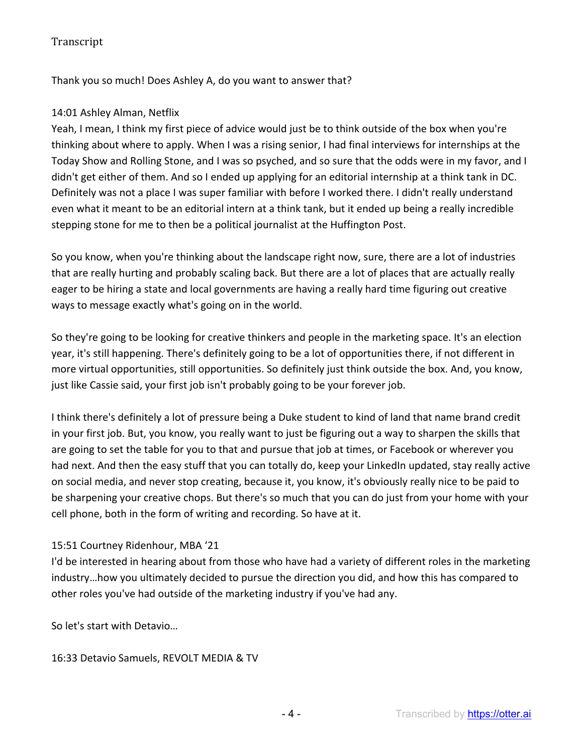Thank you so much! Does Ashley A, do you want to answer that?

14:01 Ashley Alman, Netflix
Yeah, I mean, I think my first piece of advice would just be to think outside of the box when you're thinking about where to apply. When I was a rising senior, I had final interviews for internships at the Today Show and Rolling Stone, and I was so psyched, and so sure that the odds were in my favor, and I didn't get either of them. And so I ended up applying for an editorial internship at a think tank in DC. Definitely was not a place I was super familiar with before I worked there. I didn't really understand even what it meant to be an editorial intern at a think tank, but it ended up being a really incredible stepping stone for me to then be a political journalist at the Huffington Post.

So you know, when you're thinking about the landscape right now, sure, there are a lot of industries that are really hurting and probably scaling back. But there are a lot of places that are actually really eager to be hiring a state and local governments are having a really hard time figuring out creative ways to message exactly what's going on in the world.

So they're going to be looking for creative thinkers and people in the marketing space. It's an election year, it's still happening. There's definitely going to be a lot of opportunities there, if not different in more virtual opportunities, still opportunities. So definitely just think outside the box. And, you know, just like Cassie said, your first job isn't probably going to be your forever job.

I think there's definitely a lot of pressure being a Duke student to kind of land that name brand credit in your first job. But, you know, you really want to just be figuring out a way to sharpen the skills that are going to set the table for you to that and pursue that job at times, or Facebook or wherever you had next. And then the easy stuff that you can totally do, keep your LinkedIn updated, stay really active on social media, and never stop creating, because it, you know, it's obviously really nice to be paid to be sharpening your creative chops. But there's so much that you can do just from your home with your cell phone, both in the form of writing and recording. So have at it.

15:51 Courtney Ridenhour, MBA '21
I'd be interested in hearing about from those who have had a variety of different roles in the marketing industry…how you ultimately decided to pursue the direction you did, and how this has compared to other roles you've had outside of the marketing industry if you've had any.

So let's start with Detavio…

16:33 Detavio Samuels, REVOLT MEDIA & TV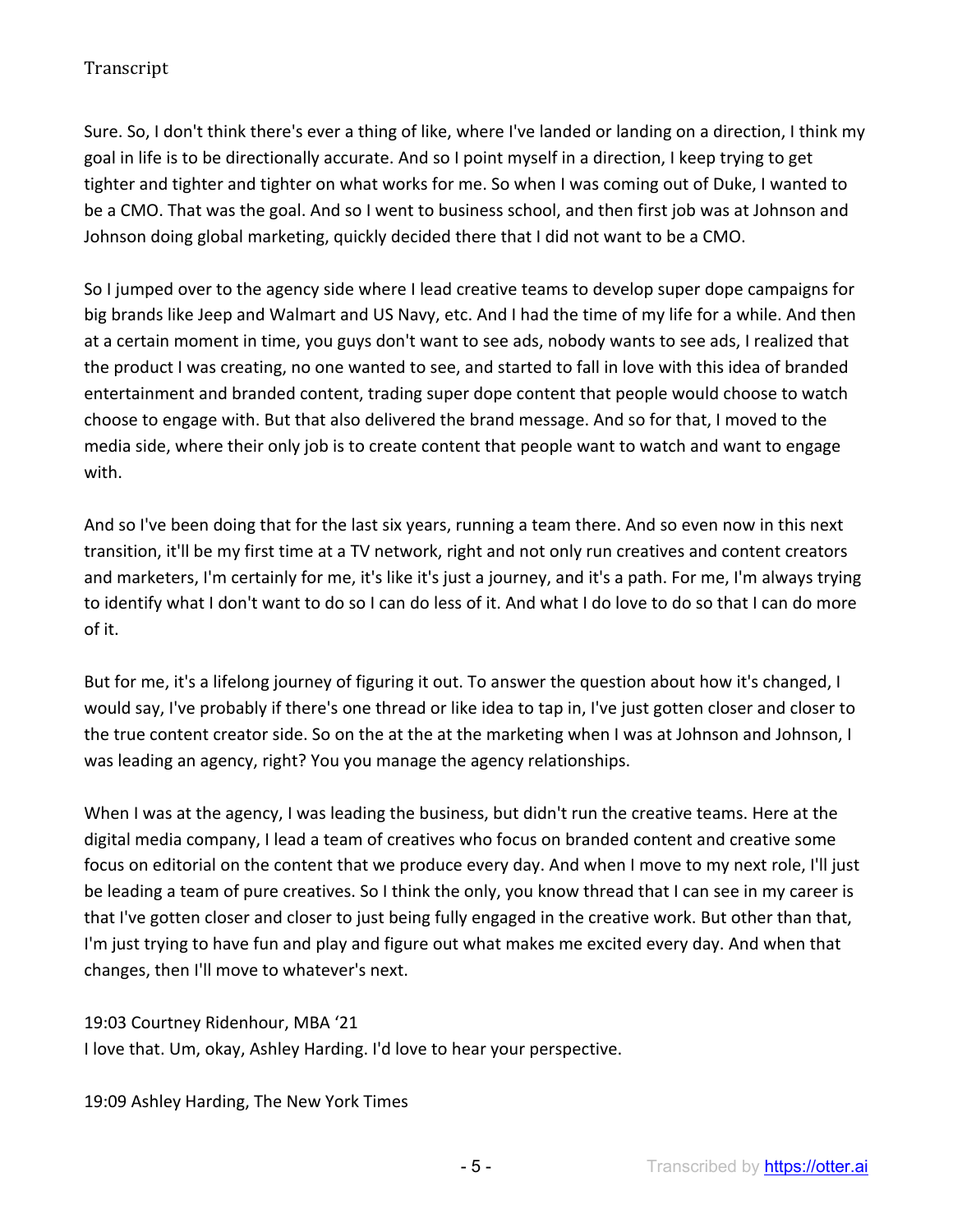Sure. So, I don't think there's ever a thing of like, where I've landed or landing on a direction, I think my goal in life is to be directionally accurate. And so I point myself in a direction, I keep trying to get tighter and tighter and tighter on what works for me. So when I was coming out of Duke, I wanted to be a CMO. That was the goal. And so I went to business school, and then first job was at Johnson and Johnson doing global marketing, quickly decided there that I did not want to be a CMO.

So I jumped over to the agency side where I lead creative teams to develop super dope campaigns for big brands like Jeep and Walmart and US Navy, etc. And I had the time of my life for a while. And then at a certain moment in time, you guys don't want to see ads, nobody wants to see ads, I realized that the product I was creating, no one wanted to see, and started to fall in love with this idea of branded entertainment and branded content, trading super dope content that people would choose to watch choose to engage with. But that also delivered the brand message. And so for that, I moved to the media side, where their only job is to create content that people want to watch and want to engage with.

And so I've been doing that for the last six years, running a team there. And so even now in this next transition, it'll be my first time at a TV network, right and not only run creatives and content creators and marketers, I'm certainly for me, it's like it's just a journey, and it's a path. For me, I'm always trying to identify what I don't want to do so I can do less of it. And what I do love to do so that I can do more of it.

But for me, it's a lifelong journey of figuring it out. To answer the question about how it's changed, I would say, I've probably if there's one thread or like idea to tap in, I've just gotten closer and closer to the true content creator side. So on the at the at the marketing when I was at Johnson and Johnson, I was leading an agency, right? You you manage the agency relationships.

When I was at the agency, I was leading the business, but didn't run the creative teams. Here at the digital media company, I lead a team of creatives who focus on branded content and creative some focus on editorial on the content that we produce every day. And when I move to my next role, I'll just be leading a team of pure creatives. So I think the only, you know thread that I can see in my career is that I've gotten closer and closer to just being fully engaged in the creative work. But other than that, I'm just trying to have fun and play and figure out what makes me excited every day. And when that changes, then I'll move to whatever's next.

19:03 Courtney Ridenhour, MBA '21
I love that. Um, okay, Ashley Harding. I'd love to hear your perspective.

19:09 Ashley Harding, The New York Times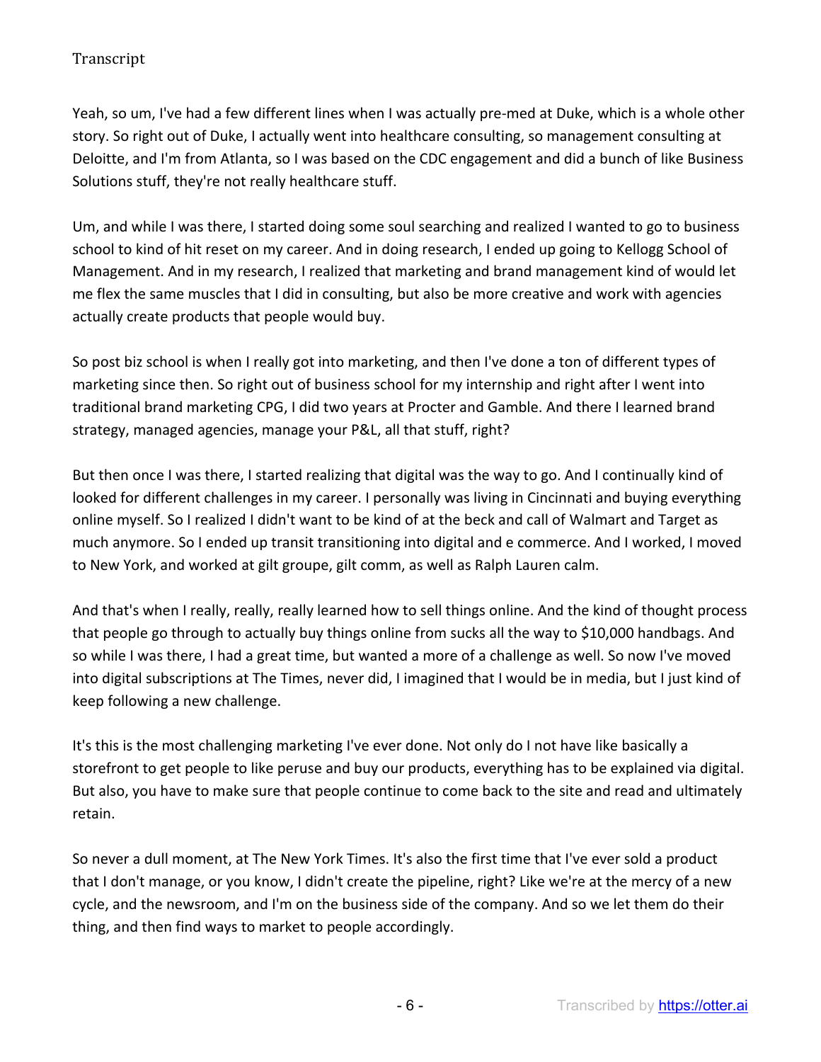Transcript

Yeah, so um, I've had a few different lines when I was actually pre-med at Duke, which is a whole other story. So right out of Duke, I actually went into healthcare consulting, so management consulting at Deloitte, and I'm from Atlanta, so I was based on the CDC engagement and did a bunch of like Business Solutions stuff, they're not really healthcare stuff.

Um, and while I was there, I started doing some soul searching and realized I wanted to go to business school to kind of hit reset on my career. And in doing research, I ended up going to Kellogg School of Management. And in my research, I realized that marketing and brand management kind of would let me flex the same muscles that I did in consulting, but also be more creative and work with agencies actually create products that people would buy.

So post biz school is when I really got into marketing, and then I've done a ton of different types of marketing since then. So right out of business school for my internship and right after I went into traditional brand marketing CPG, I did two years at Procter and Gamble. And there I learned brand strategy, managed agencies, manage your P&L, all that stuff, right?

But then once I was there, I started realizing that digital was the way to go. And I continually kind of looked for different challenges in my career. I personally was living in Cincinnati and buying everything online myself. So I realized I didn't want to be kind of at the beck and call of Walmart and Target as much anymore. So I ended up transit transitioning into digital and e commerce. And I worked, I moved to New York, and worked at gilt groupe, gilt comm, as well as Ralph Lauren calm.

And that's when I really, really, really learned how to sell things online. And the kind of thought process that people go through to actually buy things online from sucks all the way to $10,000 handbags. And so while I was there, I had a great time, but wanted a more of a challenge as well. So now I've moved into digital subscriptions at The Times, never did, I imagined that I would be in media, but I just kind of keep following a new challenge.

It's this is the most challenging marketing I've ever done. Not only do I not have like basically a storefront to get people to like peruse and buy our products, everything has to be explained via digital. But also, you have to make sure that people continue to come back to the site and read and ultimately retain.

So never a dull moment, at The New York Times. It's also the first time that I've ever sold a product that I don't manage, or you know, I didn't create the pipeline, right? Like we're at the mercy of a new cycle, and the newsroom, and I'm on the business side of the company. And so we let them do their thing, and then find ways to market to people accordingly.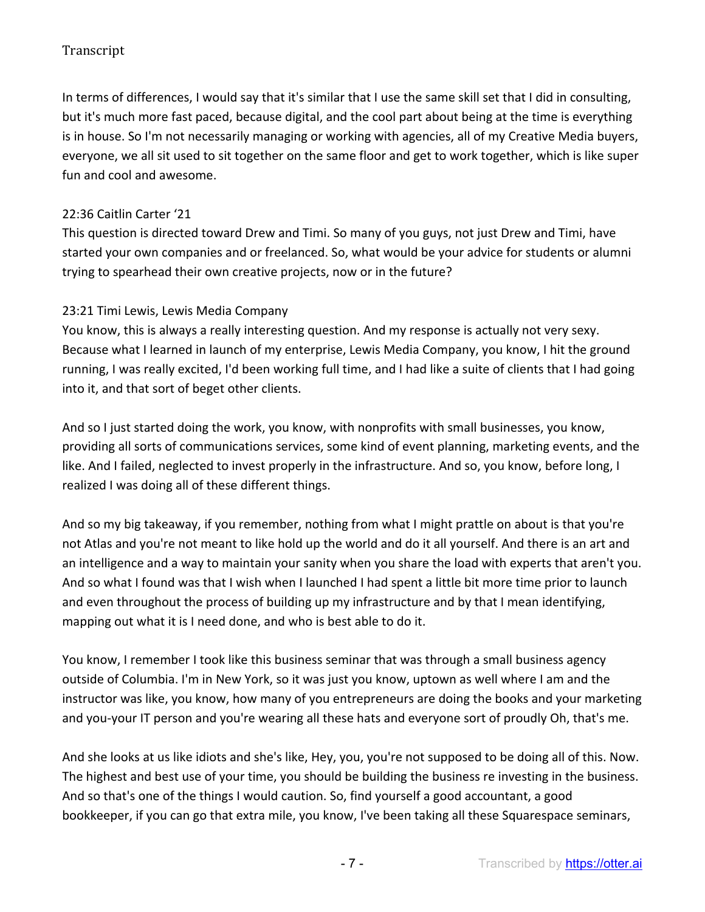In terms of differences, I would say that it's similar that I use the same skill set that I did in consulting, but it's much more fast paced, because digital, and the cool part about being at the time is everything is in house. So I'm not necessarily managing or working with agencies, all of my Creative Media buyers, everyone, we all sit used to sit together on the same floor and get to work together, which is like super fun and cool and awesome.

22:36 Caitlin Carter '21
This question is directed toward Drew and Timi. So many of you guys, not just Drew and Timi, have started your own companies and or freelanced. So, what would be your advice for students or alumni trying to spearhead their own creative projects, now or in the future?

23:21 Timi Lewis, Lewis Media Company
You know, this is always a really interesting question. And my response is actually not very sexy. Because what I learned in launch of my enterprise, Lewis Media Company, you know, I hit the ground running, I was really excited, I'd been working full time, and I had like a suite of clients that I had going into it, and that sort of beget other clients.

And so I just started doing the work, you know, with nonprofits with small businesses, you know, providing all sorts of communications services, some kind of event planning, marketing events, and the like. And I failed, neglected to invest properly in the infrastructure. And so, you know, before long, I realized I was doing all of these different things.

And so my big takeaway, if you remember, nothing from what I might prattle on about is that you're not Atlas and you're not meant to like hold up the world and do it all yourself. And there is an art and an intelligence and a way to maintain your sanity when you share the load with experts that aren't you. And so what I found was that I wish when I launched I had spent a little bit more time prior to launch and even throughout the process of building up my infrastructure and by that I mean identifying, mapping out what it is I need done, and who is best able to do it.

You know, I remember I took like this business seminar that was through a small business agency outside of Columbia. I'm in New York, so it was just you know, uptown as well where I am and the instructor was like, you know, how many of you entrepreneurs are doing the books and your marketing and you-your IT person and you're wearing all these hats and everyone sort of proudly Oh, that's me.

And she looks at us like idiots and she's like, Hey, you, you're not supposed to be doing all of this. Now. The highest and best use of your time, you should be building the business re investing in the business. And so that's one of the things I would caution. So, find yourself a good accountant, a good bookkeeper, if you can go that extra mile, you know, I've been taking all these Squarespace seminars,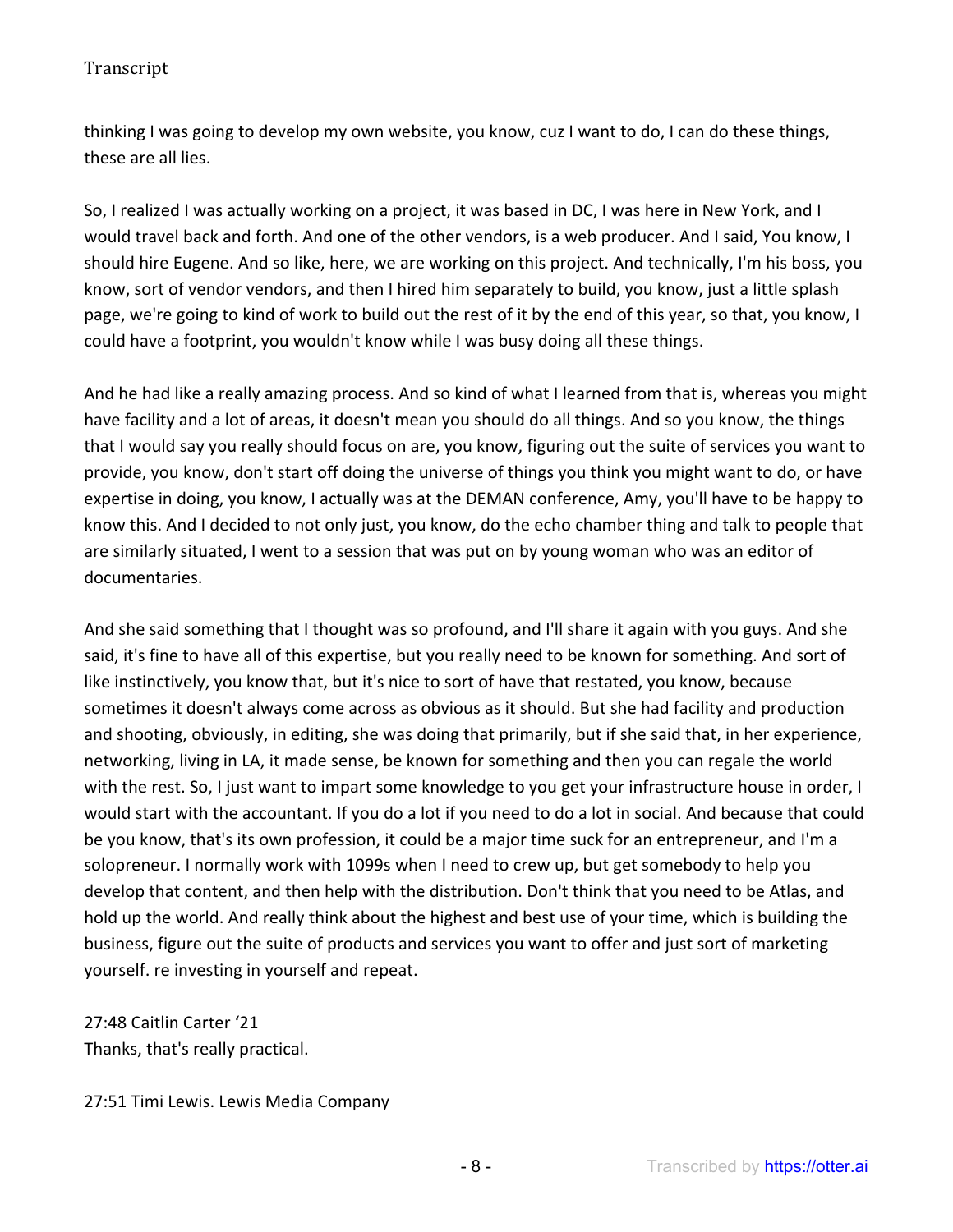thinking I was going to develop my own website, you know, cuz I want to do, I can do these things, these are all lies.

So, I realized I was actually working on a project, it was based in DC, I was here in New York, and I would travel back and forth. And one of the other vendors, is a web producer. And I said, You know, I should hire Eugene. And so like, here, we are working on this project. And technically, I'm his boss, you know, sort of vendor vendors, and then I hired him separately to build, you know, just a little splash page, we're going to kind of work to build out the rest of it by the end of this year, so that, you know, I could have a footprint, you wouldn't know while I was busy doing all these things.

And he had like a really amazing process. And so kind of what I learned from that is, whereas you might have facility and a lot of areas, it doesn't mean you should do all things. And so you know, the things that I would say you really should focus on are, you know, figuring out the suite of services you want to provide, you know, don't start off doing the universe of things you think you might want to do, or have expertise in doing, you know, I actually was at the DEMAN conference, Amy, you'll have to be happy to know this. And I decided to not only just, you know, do the echo chamber thing and talk to people that are similarly situated, I went to a session that was put on by young woman who was an editor of documentaries.

And she said something that I thought was so profound, and I'll share it again with you guys. And she said, it's fine to have all of this expertise, but you really need to be known for something. And sort of like instinctively, you know that, but it's nice to sort of have that restated, you know, because sometimes it doesn't always come across as obvious as it should. But she had facility and production and shooting, obviously, in editing, she was doing that primarily, but if she said that, in her experience, networking, living in LA, it made sense, be known for something and then you can regale the world with the rest. So, I just want to impart some knowledge to you get your infrastructure house in order, I would start with the accountant. If you do a lot if you need to do a lot in social. And because that could be you know, that's its own profession, it could be a major time suck for an entrepreneur, and I'm a solopreneur. I normally work with 1099s when I need to crew up, but get somebody to help you develop that content, and then help with the distribution. Don't think that you need to be Atlas, and hold up the world. And really think about the highest and best use of your time, which is building the business, figure out the suite of products and services you want to offer and just sort of marketing yourself. re investing in yourself and repeat.

27:48 Caitlin Carter '21
Thanks, that's really practical.

27:51 Timi Lewis. Lewis Media Company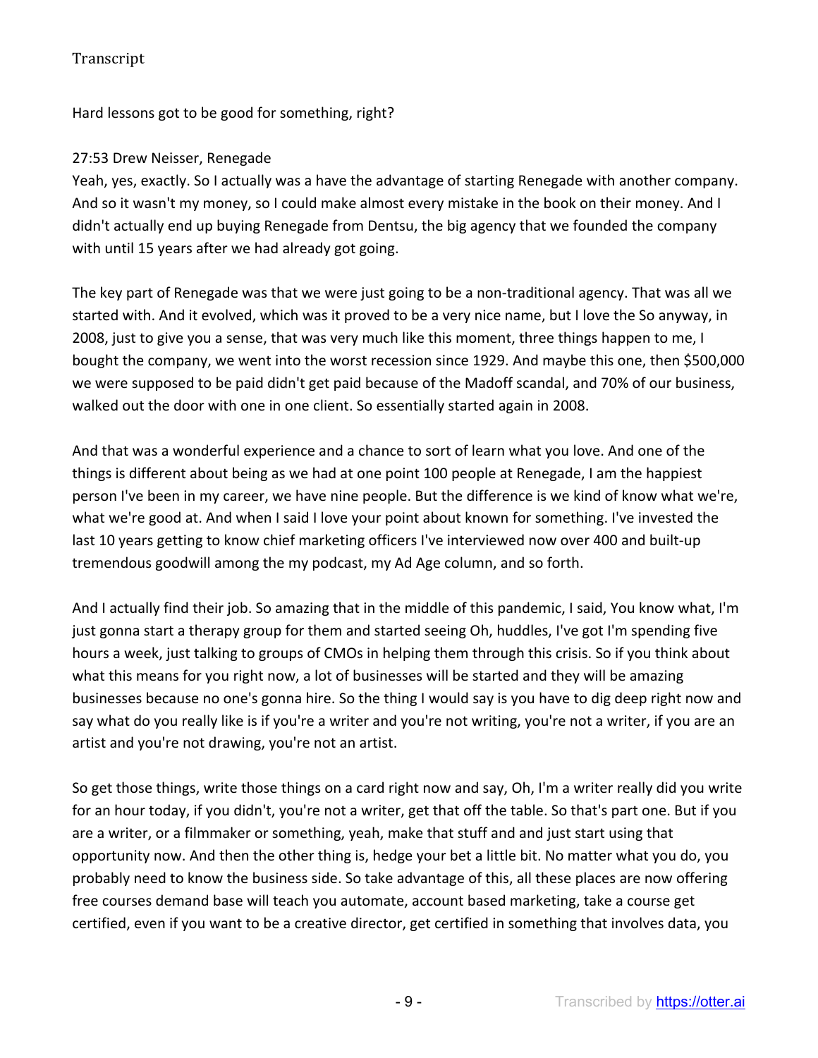Hard lessons got to be good for something, right?

27:53 Drew Neisser, Renegade

Yeah, yes, exactly. So I actually was a have the advantage of starting Renegade with another company. And so it wasn't my money, so I could make almost every mistake in the book on their money. And I didn't actually end up buying Renegade from Dentsu, the big agency that we founded the company with until 15 years after we had already got going.

The key part of Renegade was that we were just going to be a non-traditional agency. That was all we started with. And it evolved, which was it proved to be a very nice name, but I love the So anyway, in 2008, just to give you a sense, that was very much like this moment, three things happen to me, I bought the company, we went into the worst recession since 1929. And maybe this one, then $500,000 we were supposed to be paid didn't get paid because of the Madoff scandal, and 70% of our business, walked out the door with one in one client. So essentially started again in 2008.

And that was a wonderful experience and a chance to sort of learn what you love. And one of the things is different about being as we had at one point 100 people at Renegade, I am the happiest person I've been in my career, we have nine people. But the difference is we kind of know what we're, what we're good at. And when I said I love your point about known for something. I've invested the last 10 years getting to know chief marketing officers I've interviewed now over 400 and built-up tremendous goodwill among the my podcast, my Ad Age column, and so forth.

And I actually find their job. So amazing that in the middle of this pandemic, I said, You know what, I'm just gonna start a therapy group for them and started seeing Oh, huddles, I've got I'm spending five hours a week, just talking to groups of CMOs in helping them through this crisis. So if you think about what this means for you right now, a lot of businesses will be started and they will be amazing businesses because no one's gonna hire. So the thing I would say is you have to dig deep right now and say what do you really like is if you're a writer and you're not writing, you're not a writer, if you are an artist and you're not drawing, you're not an artist.

So get those things, write those things on a card right now and say, Oh, I'm a writer really did you write for an hour today, if you didn't, you're not a writer, get that off the table. So that's part one. But if you are a writer, or a filmmaker or something, yeah, make that stuff and and just start using that opportunity now. And then the other thing is, hedge your bet a little bit. No matter what you do, you probably need to know the business side. So take advantage of this, all these places are now offering free courses demand base will teach you automate, account based marketing, take a course get certified, even if you want to be a creative director, get certified in something that involves data, you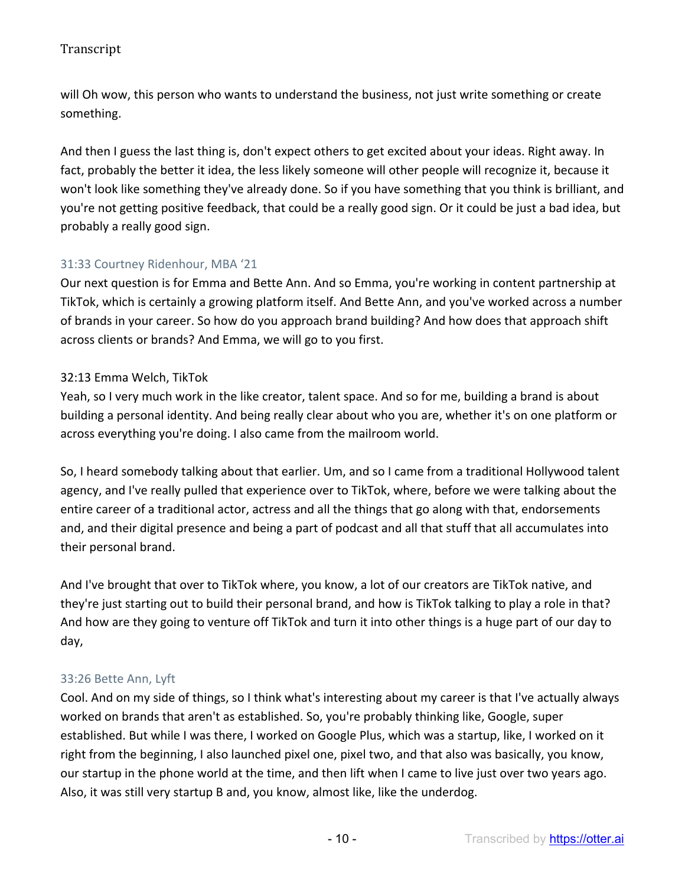will Oh wow, this person who wants to understand the business, not just write something or create something.

And then I guess the last thing is, don't expect others to get excited about your ideas. Right away. In fact, probably the better it idea, the less likely someone will other people will recognize it, because it won't look like something they've already done. So if you have something that you think is brilliant, and you're not getting positive feedback, that could be a really good sign. Or it could be just a bad idea, but probably a really good sign.

31:33 Courtney Ridenhour, MBA ‘21

Our next question is for Emma and Bette Ann. And so Emma, you're working in content partnership at TikTok, which is certainly a growing platform itself. And Bette Ann, and you've worked across a number of brands in your career. So how do you approach brand building? And how does that approach shift across clients or brands? And Emma, we will go to you first.

32:13 Emma Welch, TikTok

Yeah, so I very much work in the like creator, talent space. And so for me, building a brand is about building a personal identity. And being really clear about who you are, whether it's on one platform or across everything you're doing. I also came from the mailroom world.

So, I heard somebody talking about that earlier. Um, and so I came from a traditional Hollywood talent agency, and I've really pulled that experience over to TikTok, where, before we were talking about the entire career of a traditional actor, actress and all the things that go along with that, endorsements and, and their digital presence and being a part of podcast and all that stuff that all accumulates into their personal brand.

And I've brought that over to TikTok where, you know, a lot of our creators are TikTok native, and they're just starting out to build their personal brand, and how is TikTok talking to play a role in that? And how are they going to venture off TikTok and turn it into other things is a huge part of our day to day,

33:26 Bette Ann, Lyft

Cool. And on my side of things, so I think what's interesting about my career is that I've actually always worked on brands that aren't as established. So, you're probably thinking like, Google, super established. But while I was there, I worked on Google Plus, which was a startup, like, I worked on it right from the beginning, I also launched pixel one, pixel two, and that also was basically, you know, our startup in the phone world at the time, and then lift when I came to live just over two years ago. Also, it was still very startup B and, you know, almost like, like the underdog.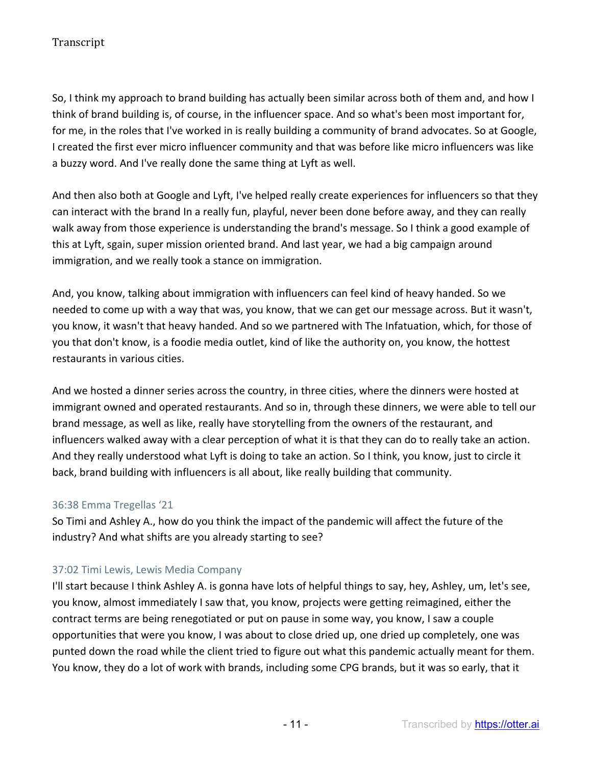So, I think my approach to brand building has actually been similar across both of them and, and how I think of brand building is, of course, in the influencer space. And so what's been most important for, for me, in the roles that I've worked in is really building a community of brand advocates. So at Google, I created the first ever micro influencer community and that was before like micro influencers was like a buzzy word. And I've really done the same thing at Lyft as well.

And then also both at Google and Lyft, I've helped really create experiences for influencers so that they can interact with the brand In a really fun, playful, never been done before away, and they can really walk away from those experience is understanding the brand's message. So I think a good example of this at Lyft, sgain, super mission oriented brand. And last year, we had a big campaign around immigration, and we really took a stance on immigration.

And, you know, talking about immigration with influencers can feel kind of heavy handed. So we needed to come up with a way that was, you know, that we can get our message across. But it wasn't, you know, it wasn't that heavy handed. And so we partnered with The Infatuation, which, for those of you that don't know, is a foodie media outlet, kind of like the authority on, you know, the hottest restaurants in various cities.

And we hosted a dinner series across the country, in three cities, where the dinners were hosted at immigrant owned and operated restaurants. And so in, through these dinners, we were able to tell our brand message, as well as like, really have storytelling from the owners of the restaurant, and influencers walked away with a clear perception of what it is that they can do to really take an action. And they really understood what Lyft is doing to take an action. So I think, you know, just to circle it back, brand building with influencers is all about, like really building that community.

36:38 Emma Tregellas '21

So Timi and Ashley A., how do you think the impact of the pandemic will affect the future of the industry? And what shifts are you already starting to see?

37:02 Timi Lewis, Lewis Media Company

I'll start because I think Ashley A. is gonna have lots of helpful things to say, hey, Ashley, um, let's see, you know, almost immediately I saw that, you know, projects were getting reimagined, either the contract terms are being renegotiated or put on pause in some way, you know, I saw a couple opportunities that were you know, I was about to close dried up, one dried up completely, one was punted down the road while the client tried to figure out what this pandemic actually meant for them. You know, they do a lot of work with brands, including some CPG brands, but it was so early, that it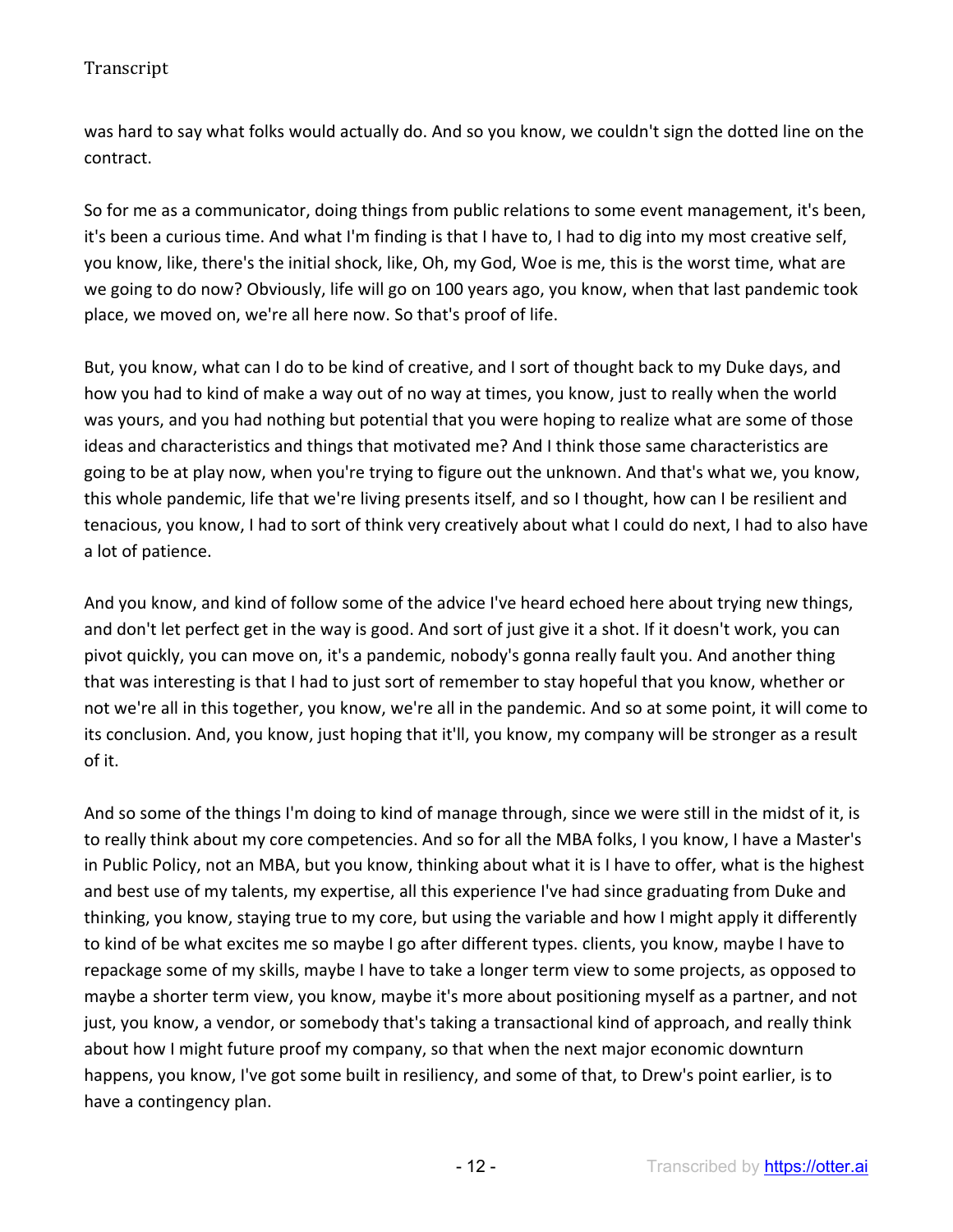was hard to say what folks would actually do. And so you know, we couldn't sign the dotted line on the contract.

So for me as a communicator, doing things from public relations to some event management, it's been, it's been a curious time. And what I'm finding is that I have to, I had to dig into my most creative self, you know, like, there's the initial shock, like, Oh, my God, Woe is me, this is the worst time, what are we going to do now? Obviously, life will go on 100 years ago, you know, when that last pandemic took place, we moved on, we're all here now. So that's proof of life.

But, you know, what can I do to be kind of creative, and I sort of thought back to my Duke days, and how you had to kind of make a way out of no way at times, you know, just to really when the world was yours, and you had nothing but potential that you were hoping to realize what are some of those ideas and characteristics and things that motivated me? And I think those same characteristics are going to be at play now, when you're trying to figure out the unknown. And that's what we, you know, this whole pandemic, life that we're living presents itself, and so I thought, how can I be resilient and tenacious, you know, I had to sort of think very creatively about what I could do next, I had to also have a lot of patience.

And you know, and kind of follow some of the advice I've heard echoed here about trying new things, and don't let perfect get in the way is good. And sort of just give it a shot. If it doesn't work, you can pivot quickly, you can move on, it's a pandemic, nobody's gonna really fault you. And another thing that was interesting is that I had to just sort of remember to stay hopeful that you know, whether or not we're all in this together, you know, we're all in the pandemic. And so at some point, it will come to its conclusion. And, you know, just hoping that it'll, you know, my company will be stronger as a result of it.

And so some of the things I'm doing to kind of manage through, since we were still in the midst of it, is to really think about my core competencies. And so for all the MBA folks, I you know, I have a Master's in Public Policy, not an MBA, but you know, thinking about what it is I have to offer, what is the highest and best use of my talents, my expertise, all this experience I've had since graduating from Duke and thinking, you know, staying true to my core, but using the variable and how I might apply it differently to kind of be what excites me so maybe I go after different types. clients, you know, maybe I have to repackage some of my skills, maybe I have to take a longer term view to some projects, as opposed to maybe a shorter term view, you know, maybe it's more about positioning myself as a partner, and not just, you know, a vendor, or somebody that's taking a transactional kind of approach, and really think about how I might future proof my company, so that when the next major economic downturn happens, you know, I've got some built in resiliency, and some of that, to Drew's point earlier, is to have a contingency plan.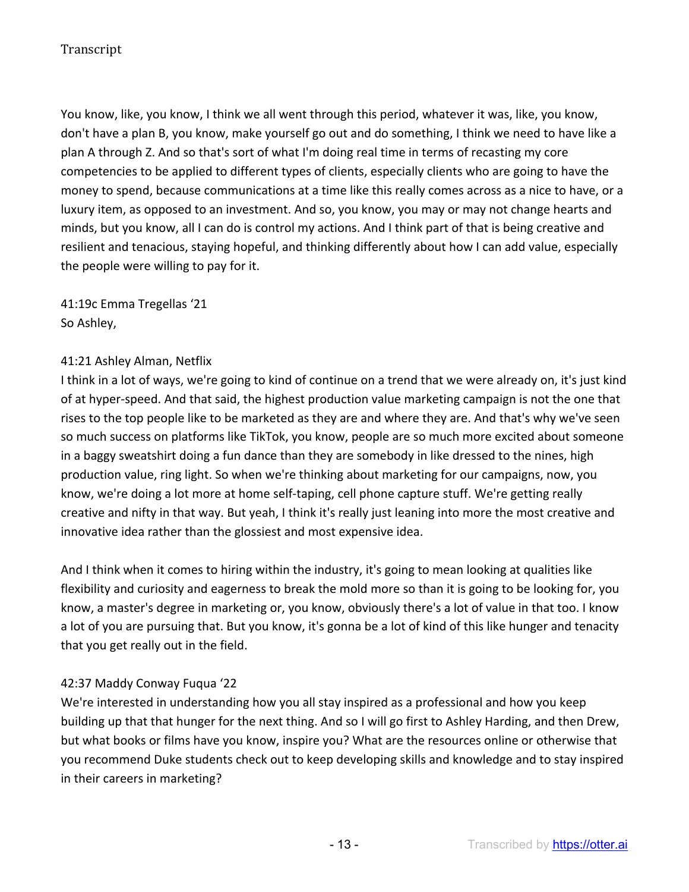You know, like, you know, I think we all went through this period, whatever it was, like, you know, don't have a plan B, you know, make yourself go out and do something, I think we need to have like a plan A through Z. And so that's sort of what I'm doing real time in terms of recasting my core competencies to be applied to different types of clients, especially clients who are going to have the money to spend, because communications at a time like this really comes across as a nice to have, or a luxury item, as opposed to an investment. And so, you know, you may or may not change hearts and minds, but you know, all I can do is control my actions. And I think part of that is being creative and resilient and tenacious, staying hopeful, and thinking differently about how I can add value, especially the people were willing to pay for it.

41:19c Emma Tregellas '21
So Ashley,

41:21 Ashley Alman, Netflix
I think in a lot of ways, we're going to kind of continue on a trend that we were already on, it's just kind of at hyper-speed. And that said, the highest production value marketing campaign is not the one that rises to the top people like to be marketed as they are and where they are. And that's why we've seen so much success on platforms like TikTok, you know, people are so much more excited about someone in a baggy sweatshirt doing a fun dance than they are somebody in like dressed to the nines, high production value, ring light. So when we're thinking about marketing for our campaigns, now, you know, we're doing a lot more at home self-taping, cell phone capture stuff. We're getting really creative and nifty in that way. But yeah, I think it's really just leaning into more the most creative and innovative idea rather than the glossiest and most expensive idea.

And I think when it comes to hiring within the industry, it's going to mean looking at qualities like flexibility and curiosity and eagerness to break the mold more so than it is going to be looking for, you know, a master's degree in marketing or, you know, obviously there's a lot of value in that too. I know a lot of you are pursuing that. But you know, it's gonna be a lot of kind of this like hunger and tenacity that you get really out in the field.

42:37 Maddy Conway Fuqua '22
We're interested in understanding how you all stay inspired as a professional and how you keep building up that that hunger for the next thing. And so I will go first to Ashley Harding, and then Drew, but what books or films have you know, inspire you? What are the resources online or otherwise that you recommend Duke students check out to keep developing skills and knowledge and to stay inspired in their careers in marketing?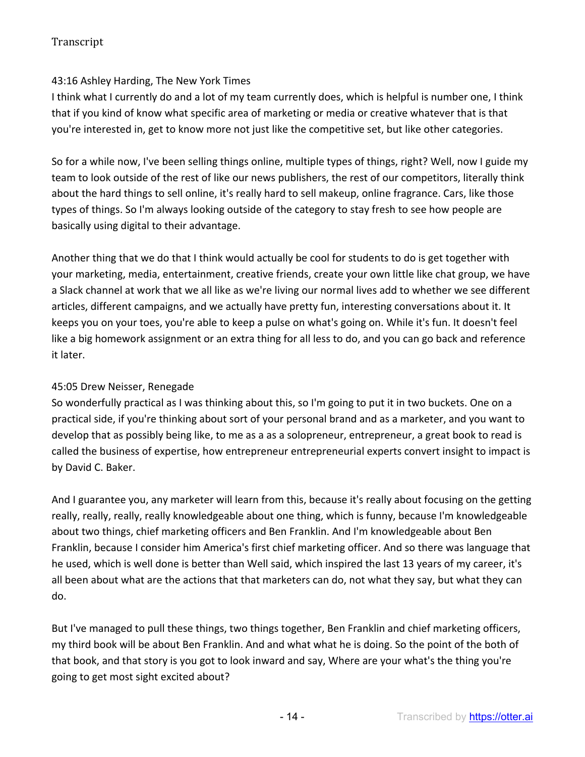43:16 Ashley Harding, The New York Times
I think what I currently do and a lot of my team currently does, which is helpful is number one, I think that if you kind of know what specific area of marketing or media or creative whatever that is that you're interested in, get to know more not just like the competitive set, but like other categories.

So for a while now, I've been selling things online, multiple types of things, right? Well, now I guide my team to look outside of the rest of like our news publishers, the rest of our competitors, literally think about the hard things to sell online, it's really hard to sell makeup, online fragrance. Cars, like those types of things. So I'm always looking outside of the category to stay fresh to see how people are basically using digital to their advantage.

Another thing that we do that I think would actually be cool for students to do is get together with your marketing, media, entertainment, creative friends, create your own little like chat group, we have a Slack channel at work that we all like as we're living our normal lives add to whether we see different articles, different campaigns, and we actually have pretty fun, interesting conversations about it. It keeps you on your toes, you're able to keep a pulse on what's going on. While it's fun. It doesn't feel like a big homework assignment or an extra thing for all less to do, and you can go back and reference it later.

45:05 Drew Neisser, Renegade
So wonderfully practical as I was thinking about this, so I'm going to put it in two buckets. One on a practical side, if you're thinking about sort of your personal brand and as a marketer, and you want to develop that as possibly being like, to me as a as a solopreneur, entrepreneur, a great book to read is called the business of expertise, how entrepreneur entrepreneurial experts convert insight to impact is by David C. Baker.

And I guarantee you, any marketer will learn from this, because it's really about focusing on the getting really, really, really, really knowledgeable about one thing, which is funny, because I'm knowledgeable about two things, chief marketing officers and Ben Franklin. And I'm knowledgeable about Ben Franklin, because I consider him America's first chief marketing officer. And so there was language that he used, which is well done is better than Well said, which inspired the last 13 years of my career, it's all been about what are the actions that that marketers can do, not what they say, but what they can do.

But I've managed to pull these things, two things together, Ben Franklin and chief marketing officers, my third book will be about Ben Franklin. And and what what he is doing. So the point of the both of that book, and that story is you got to look inward and say, Where are your what's the thing you're going to get most sight excited about?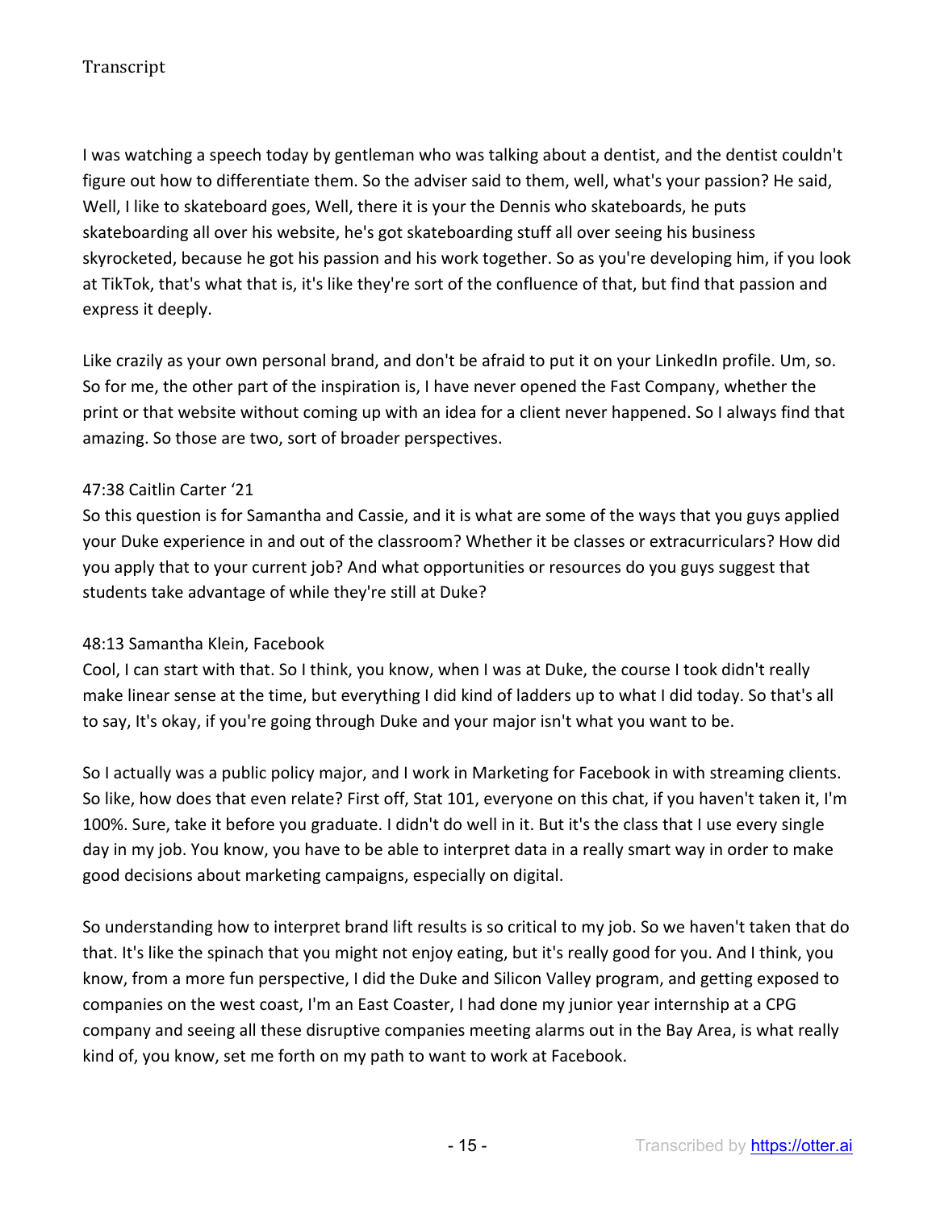I was watching a speech today by gentleman who was talking about a dentist, and the dentist couldn't figure out how to differentiate them. So the adviser said to them, well, what's your passion? He said, Well, I like to skateboard goes, Well, there it is your the Dennis who skateboards, he puts skateboarding all over his website, he's got skateboarding stuff all over seeing his business skyrocketed, because he got his passion and his work together. So as you're developing him, if you look at TikTok, that's what that is, it's like they're sort of the confluence of that, but find that passion and express it deeply.

Like crazily as your own personal brand, and don't be afraid to put it on your LinkedIn profile. Um, so. So for me, the other part of the inspiration is, I have never opened the Fast Company, whether the print or that website without coming up with an idea for a client never happened. So I always find that amazing. So those are two, sort of broader perspectives.

47:38 Caitlin Carter '21

So this question is for Samantha and Cassie, and it is what are some of the ways that you guys applied your Duke experience in and out of the classroom? Whether it be classes or extracurriculars? How did you apply that to your current job? And what opportunities or resources do you guys suggest that students take advantage of while they're still at Duke?

48:13 Samantha Klein, Facebook

Cool, I can start with that. So I think, you know, when I was at Duke, the course I took didn't really make linear sense at the time, but everything I did kind of ladders up to what I did today. So that's all to say, It's okay, if you're going through Duke and your major isn't what you want to be.

So I actually was a public policy major, and I work in Marketing for Facebook in with streaming clients. So like, how does that even relate? First off, Stat 101, everyone on this chat, if you haven't taken it, I'm 100%. Sure, take it before you graduate. I didn't do well in it. But it's the class that I use every single day in my job. You know, you have to be able to interpret data in a really smart way in order to make good decisions about marketing campaigns, especially on digital.

So understanding how to interpret brand lift results is so critical to my job. So we haven't taken that do that. It's like the spinach that you might not enjoy eating, but it's really good for you. And I think, you know, from a more fun perspective, I did the Duke and Silicon Valley program, and getting exposed to companies on the west coast, I'm an East Coaster, I had done my junior year internship at a CPG company and seeing all these disruptive companies meeting alarms out in the Bay Area, is what really kind of, you know, set me forth on my path to want to work at Facebook.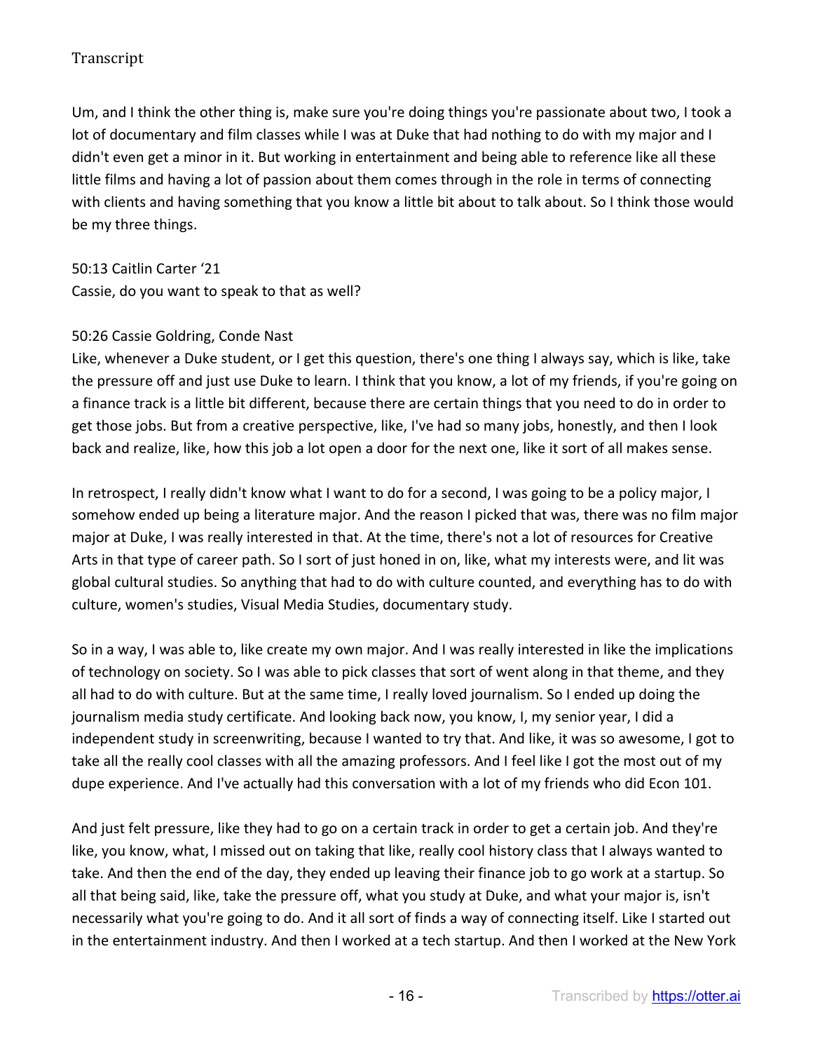Um, and I think the other thing is, make sure you're doing things you're passionate about two, I took a lot of documentary and film classes while I was at Duke that had nothing to do with my major and I didn't even get a minor in it. But working in entertainment and being able to reference like all these little films and having a lot of passion about them comes through in the role in terms of connecting with clients and having something that you know a little bit about to talk about. So I think those would be my three things.

50:13 Caitlin Carter '21
Cassie, do you want to speak to that as well?

50:26 Cassie Goldring, Conde Nast
Like, whenever a Duke student, or I get this question, there's one thing I always say, which is like, take the pressure off and just use Duke to learn. I think that you know, a lot of my friends, if you're going on a finance track is a little bit different, because there are certain things that you need to do in order to get those jobs. But from a creative perspective, like, I've had so many jobs, honestly, and then I look back and realize, like, how this job a lot open a door for the next one, like it sort of all makes sense.

In retrospect, I really didn't know what I want to do for a second, I was going to be a policy major, I somehow ended up being a literature major. And the reason I picked that was, there was no film major major at Duke, I was really interested in that. At the time, there's not a lot of resources for Creative Arts in that type of career path. So I sort of just honed in on, like, what my interests were, and lit was global cultural studies. So anything that had to do with culture counted, and everything has to do with culture, women's studies, Visual Media Studies, documentary study.

So in a way, I was able to, like create my own major. And I was really interested in like the implications of technology on society. So I was able to pick classes that sort of went along in that theme, and they all had to do with culture. But at the same time, I really loved journalism. So I ended up doing the journalism media study certificate. And looking back now, you know, I, my senior year, I did a independent study in screenwriting, because I wanted to try that. And like, it was so awesome, I got to take all the really cool classes with all the amazing professors. And I feel like I got the most out of my dupe experience. And I've actually had this conversation with a lot of my friends who did Econ 101.

And just felt pressure, like they had to go on a certain track in order to get a certain job. And they're like, you know, what, I missed out on taking that like, really cool history class that I always wanted to take. And then the end of the day, they ended up leaving their finance job to go work at a startup. So all that being said, like, take the pressure off, what you study at Duke, and what your major is, isn't necessarily what you're going to do. And it all sort of finds a way of connecting itself. Like I started out in the entertainment industry. And then I worked at a tech startup. And then I worked at the New York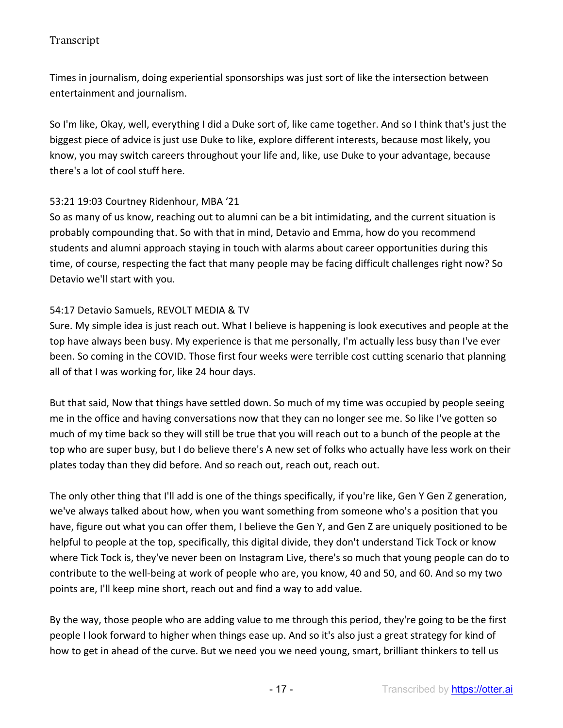Times in journalism, doing experiential sponsorships was just sort of like the intersection between entertainment and journalism.

So I'm like, Okay, well, everything I did a Duke sort of, like came together. And so I think that's just the biggest piece of advice is just use Duke to like, explore different interests, because most likely, you know, you may switch careers throughout your life and, like, use Duke to your advantage, because there's a lot of cool stuff here.

53:21 19:03 Courtney Ridenhour, MBA '21
So as many of us know, reaching out to alumni can be a bit intimidating, and the current situation is probably compounding that. So with that in mind, Detavio and Emma, how do you recommend students and alumni approach staying in touch with alarms about career opportunities during this time, of course, respecting the fact that many people may be facing difficult challenges right now? So Detavio we'll start with you.

54:17 Detavio Samuels, REVOLT MEDIA & TV
Sure. My simple idea is just reach out. What I believe is happening is look executives and people at the top have always been busy. My experience is that me personally, I'm actually less busy than I've ever been. So coming in the COVID. Those first four weeks were terrible cost cutting scenario that planning all of that I was working for, like 24 hour days.

But that said, Now that things have settled down. So much of my time was occupied by people seeing me in the office and having conversations now that they can no longer see me. So like I've gotten so much of my time back so they will still be true that you will reach out to a bunch of the people at the top who are super busy, but I do believe there's A new set of folks who actually have less work on their plates today than they did before. And so reach out, reach out, reach out.

The only other thing that I'll add is one of the things specifically, if you're like, Gen Y Gen Z generation, we've always talked about how, when you want something from someone who's a position that you have, figure out what you can offer them, I believe the Gen Y, and Gen Z are uniquely positioned to be helpful to people at the top, specifically, this digital divide, they don't understand Tick Tock or know where Tick Tock is, they've never been on Instagram Live, there's so much that young people can do to contribute to the well-being at work of people who are, you know, 40 and 50, and 60. And so my two points are, I'll keep mine short, reach out and find a way to add value.

By the way, those people who are adding value to me through this period, they're going to be the first people I look forward to higher when things ease up. And so it's also just a great strategy for kind of how to get in ahead of the curve. But we need you we need young, smart, brilliant thinkers to tell us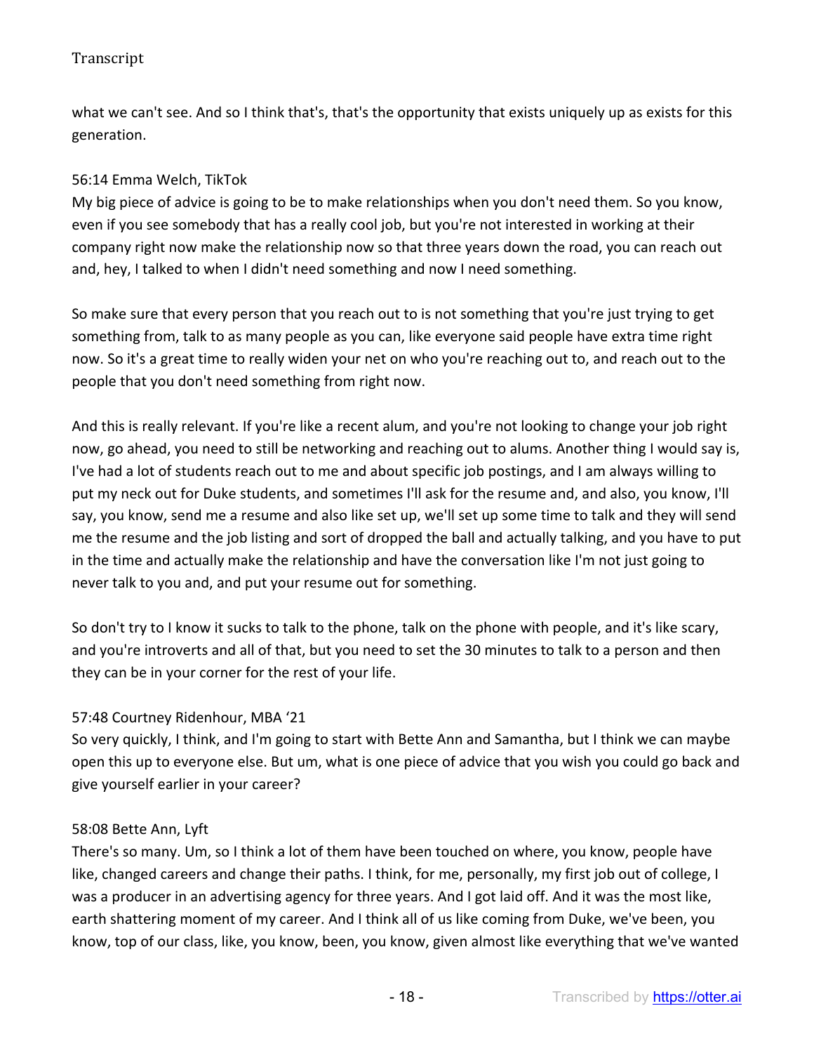what we can't see. And so I think that's, that's the opportunity that exists uniquely up as exists for this generation.

56:14 Emma Welch, TikTok
My big piece of advice is going to be to make relationships when you don't need them. So you know, even if you see somebody that has a really cool job, but you're not interested in working at their company right now make the relationship now so that three years down the road, you can reach out and, hey, I talked to when I didn't need something and now I need something.

So make sure that every person that you reach out to is not something that you're just trying to get something from, talk to as many people as you can, like everyone said people have extra time right now. So it's a great time to really widen your net on who you're reaching out to, and reach out to the people that you don't need something from right now.

And this is really relevant. If you're like a recent alum, and you're not looking to change your job right now, go ahead, you need to still be networking and reaching out to alums. Another thing I would say is, I've had a lot of students reach out to me and about specific job postings, and I am always willing to put my neck out for Duke students, and sometimes I'll ask for the resume and, and also, you know, I'll say, you know, send me a resume and also like set up, we'll set up some time to talk and they will send me the resume and the job listing and sort of dropped the ball and actually talking, and you have to put in the time and actually make the relationship and have the conversation like I'm not just going to never talk to you and, and put your resume out for something.

So don't try to I know it sucks to talk to the phone, talk on the phone with people, and it's like scary, and you're introverts and all of that, but you need to set the 30 minutes to talk to a person and then they can be in your corner for the rest of your life.

57:48 Courtney Ridenhour, MBA '21
So very quickly, I think, and I'm going to start with Bette Ann and Samantha, but I think we can maybe open this up to everyone else. But um, what is one piece of advice that you wish you could go back and give yourself earlier in your career?

58:08 Bette Ann, Lyft
There's so many. Um, so I think a lot of them have been touched on where, you know, people have like, changed careers and change their paths. I think, for me, personally, my first job out of college, I was a producer in an advertising agency for three years. And I got laid off. And it was the most like, earth shattering moment of my career. And I think all of us like coming from Duke, we've been, you know, top of our class, like, you know, been, you know, given almost like everything that we've wanted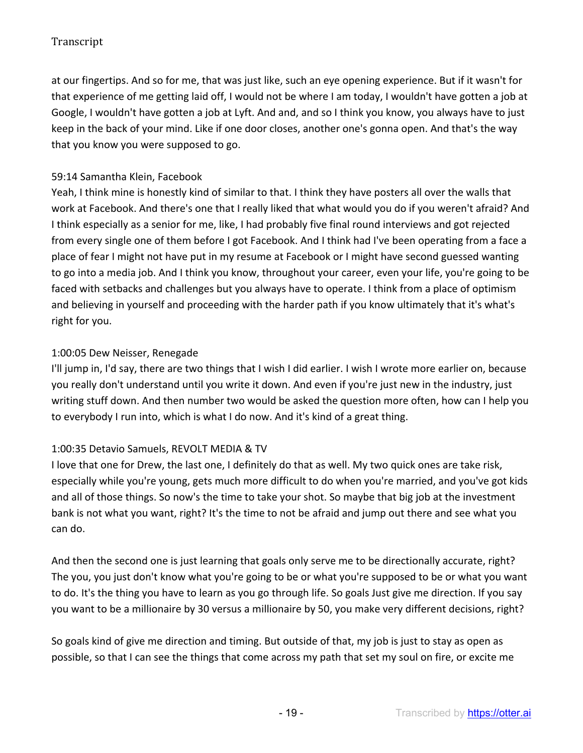at our fingertips. And so for me, that was just like, such an eye opening experience. But if it wasn't for that experience of me getting laid off, I would not be where I am today, I wouldn't have gotten a job at Google, I wouldn't have gotten a job at Lyft. And and, and so I think you know, you always have to just keep in the back of your mind. Like if one door closes, another one's gonna open. And that's the way that you know you were supposed to go.

59:14 Samantha Klein, Facebook
Yeah, I think mine is honestly kind of similar to that. I think they have posters all over the walls that work at Facebook. And there's one that I really liked that what would you do if you weren't afraid? And I think especially as a senior for me, like, I had probably five final round interviews and got rejected from every single one of them before I got Facebook. And I think had I've been operating from a face a place of fear I might not have put in my resume at Facebook or I might have second guessed wanting to go into a media job. And I think you know, throughout your career, even your life, you're going to be faced with setbacks and challenges but you always have to operate. I think from a place of optimism and believing in yourself and proceeding with the harder path if you know ultimately that it's what's right for you.

1:00:05 Dew Neisser, Renegade
I'll jump in, I'd say, there are two things that I wish I did earlier. I wish I wrote more earlier on, because you really don't understand until you write it down. And even if you're just new in the industry, just writing stuff down. And then number two would be asked the question more often, how can I help you to everybody I run into, which is what I do now. And it's kind of a great thing.

1:00:35 Detavio Samuels, REVOLT MEDIA & TV
I love that one for Drew, the last one, I definitely do that as well. My two quick ones are take risk, especially while you're young, gets much more difficult to do when you're married, and you've got kids and all of those things. So now's the time to take your shot. So maybe that big job at the investment bank is not what you want, right? It's the time to not be afraid and jump out there and see what you can do.

And then the second one is just learning that goals only serve me to be directionally accurate, right? The you, you just don't know what you're going to be or what you're supposed to be or what you want to do. It's the thing you have to learn as you go through life. So goals Just give me direction. If you say you want to be a millionaire by 30 versus a millionaire by 50, you make very different decisions, right?

So goals kind of give me direction and timing. But outside of that, my job is just to stay as open as possible, so that I can see the things that come across my path that set my soul on fire, or excite me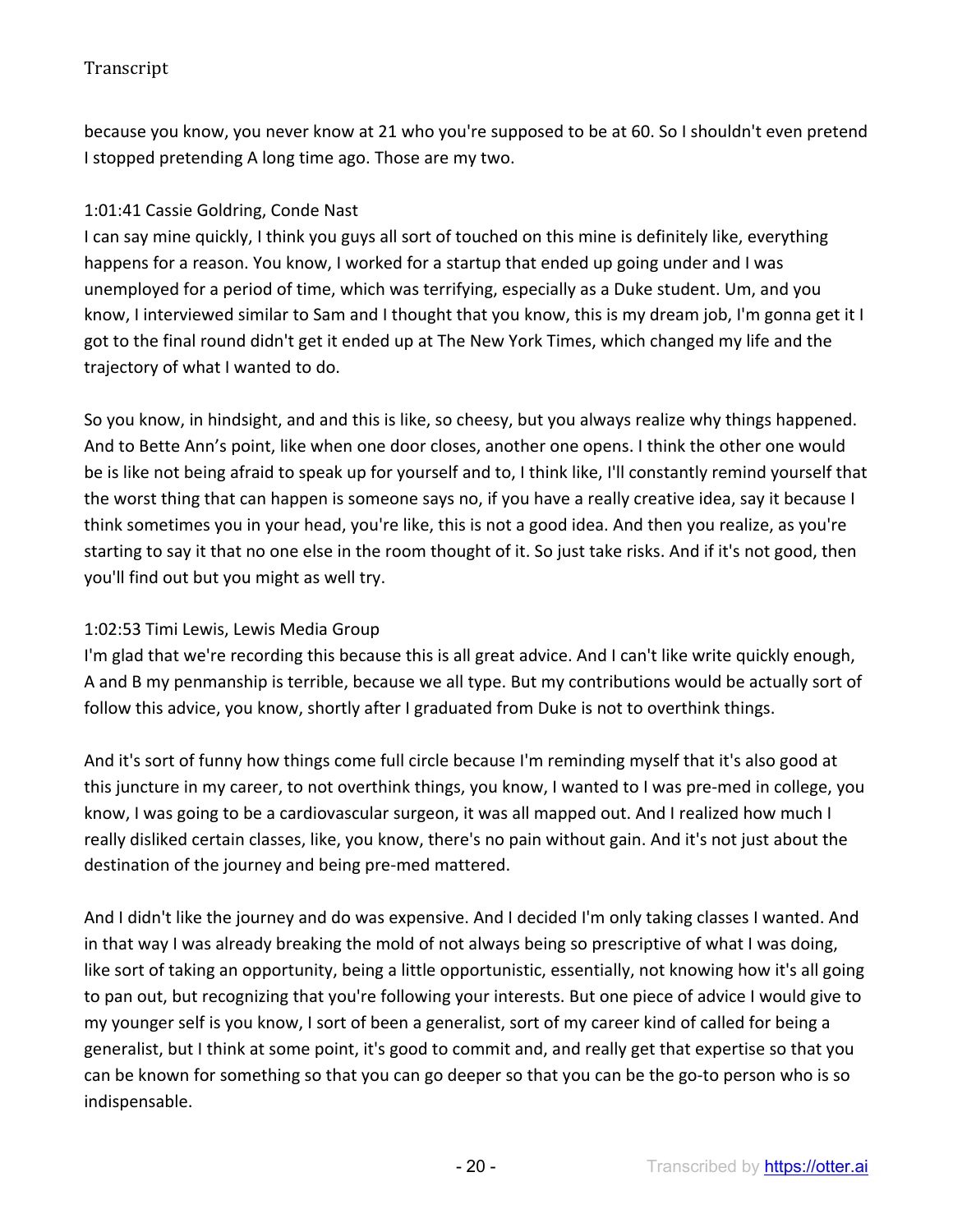because you know, you never know at 21 who you're supposed to be at 60. So I shouldn't even pretend I stopped pretending A long time ago. Those are my two.

1:01:41 Cassie Goldring, Conde Nast
I can say mine quickly, I think you guys all sort of touched on this mine is definitely like, everything happens for a reason. You know, I worked for a startup that ended up going under and I was unemployed for a period of time, which was terrifying, especially as a Duke student. Um, and you know, I interviewed similar to Sam and I thought that you know, this is my dream job, I'm gonna get it I got to the final round didn't get it ended up at The New York Times, which changed my life and the trajectory of what I wanted to do.

So you know, in hindsight, and and this is like, so cheesy, but you always realize why things happened. And to Bette Ann's point, like when one door closes, another one opens. I think the other one would be is like not being afraid to speak up for yourself and to, I think like, I'll constantly remind yourself that the worst thing that can happen is someone says no, if you have a really creative idea, say it because I think sometimes you in your head, you're like, this is not a good idea. And then you realize, as you're starting to say it that no one else in the room thought of it. So just take risks. And if it's not good, then you'll find out but you might as well try.

1:02:53 Timi Lewis, Lewis Media Group
I'm glad that we're recording this because this is all great advice. And I can't like write quickly enough, A and B my penmanship is terrible, because we all type. But my contributions would be actually sort of follow this advice, you know, shortly after I graduated from Duke is not to overthink things.

And it's sort of funny how things come full circle because I'm reminding myself that it's also good at this juncture in my career, to not overthink things, you know, I wanted to I was pre-med in college, you know, I was going to be a cardiovascular surgeon, it was all mapped out. And I realized how much I really disliked certain classes, like, you know, there's no pain without gain. And it's not just about the destination of the journey and being pre-med mattered.

And I didn't like the journey and do was expensive. And I decided I'm only taking classes I wanted. And in that way I was already breaking the mold of not always being so prescriptive of what I was doing, like sort of taking an opportunity, being a little opportunistic, essentially, not knowing how it's all going to pan out, but recognizing that you're following your interests. But one piece of advice I would give to my younger self is you know, I sort of been a generalist, sort of my career kind of called for being a generalist, but I think at some point, it's good to commit and, and really get that expertise so that you can be known for something so that you can go deeper so that you can be the go-to person who is so indispensable.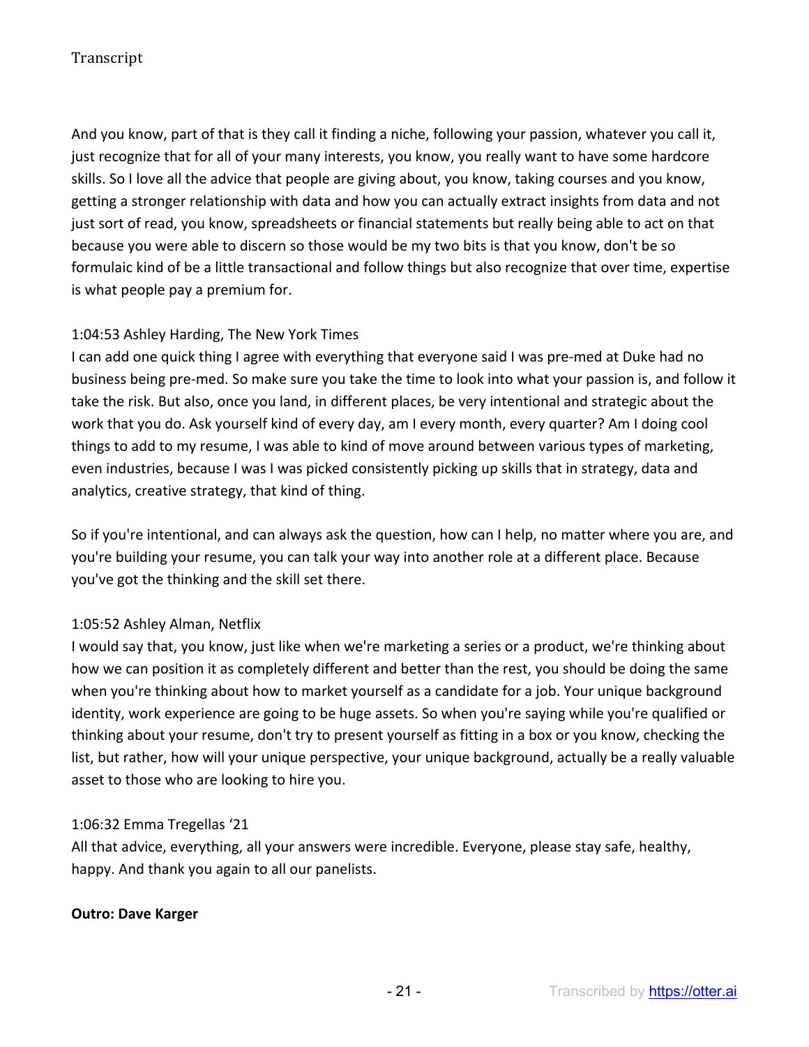And you know, part of that is they call it finding a niche, following your passion, whatever you call it, just recognize that for all of your many interests, you know, you really want to have some hardcore skills. So I love all the advice that people are giving about, you know, taking courses and you know, getting a stronger relationship with data and how you can actually extract insights from data and not just sort of read, you know, spreadsheets or financial statements but really being able to act on that because you were able to discern so those would be my two bits is that you know, don't be so formulaic kind of be a little transactional and follow things but also recognize that over time, expertise is what people pay a premium for.

1:04:53 Ashley Harding, The New York Times
I can add one quick thing I agree with everything that everyone said I was pre-med at Duke had no business being pre-med. So make sure you take the time to look into what your passion is, and follow it take the risk. But also, once you land, in different places, be very intentional and strategic about the work that you do. Ask yourself kind of every day, am I every month, every quarter? Am I doing cool things to add to my resume, I was able to kind of move around between various types of marketing, even industries, because I was I was picked consistently picking up skills that in strategy, data and analytics, creative strategy, that kind of thing.

So if you're intentional, and can always ask the question, how can I help, no matter where you are, and you're building your resume, you can talk your way into another role at a different place. Because you've got the thinking and the skill set there.

1:05:52 Ashley Alman, Netflix
I would say that, you know, just like when we're marketing a series or a product, we're thinking about how we can position it as completely different and better than the rest, you should be doing the same when you're thinking about how to market yourself as a candidate for a job. Your unique background identity, work experience are going to be huge assets. So when you're saying while you're qualified or thinking about your resume, don't try to present yourself as fitting in a box or you know, checking the list, but rather, how will your unique perspective, your unique background, actually be a really valuable asset to those who are looking to hire you.

1:06:32 Emma Tregellas '21
All that advice, everything, all your answers were incredible. Everyone, please stay safe, healthy, happy. And thank you again to all our panelists.

**Outro: Dave Karger**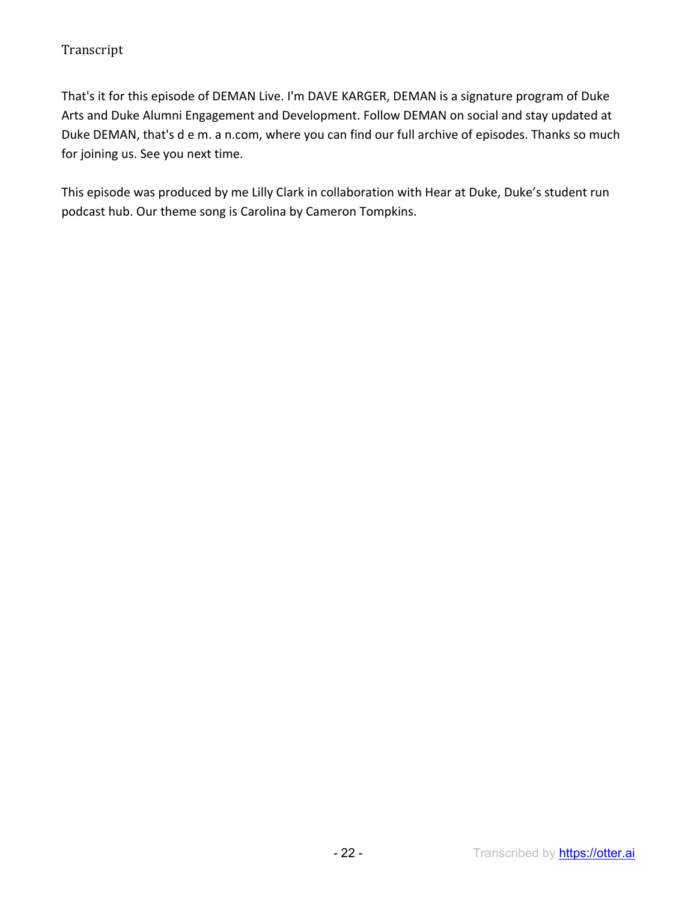Transcript

That's it for this episode of DEMAN Live. I'm DAVE KARGER, DEMAN is a signature program of Duke Arts and Duke Alumni Engagement and Development. Follow DEMAN on social and stay updated at Duke DEMAN, that's d e m. a n.com, where you can find our full archive of episodes. Thanks so much for joining us. See you next time.

This episode was produced by me Lilly Clark in collaboration with Hear at Duke, Duke's student run podcast hub. Our theme song is Carolina by Cameron Tompkins.